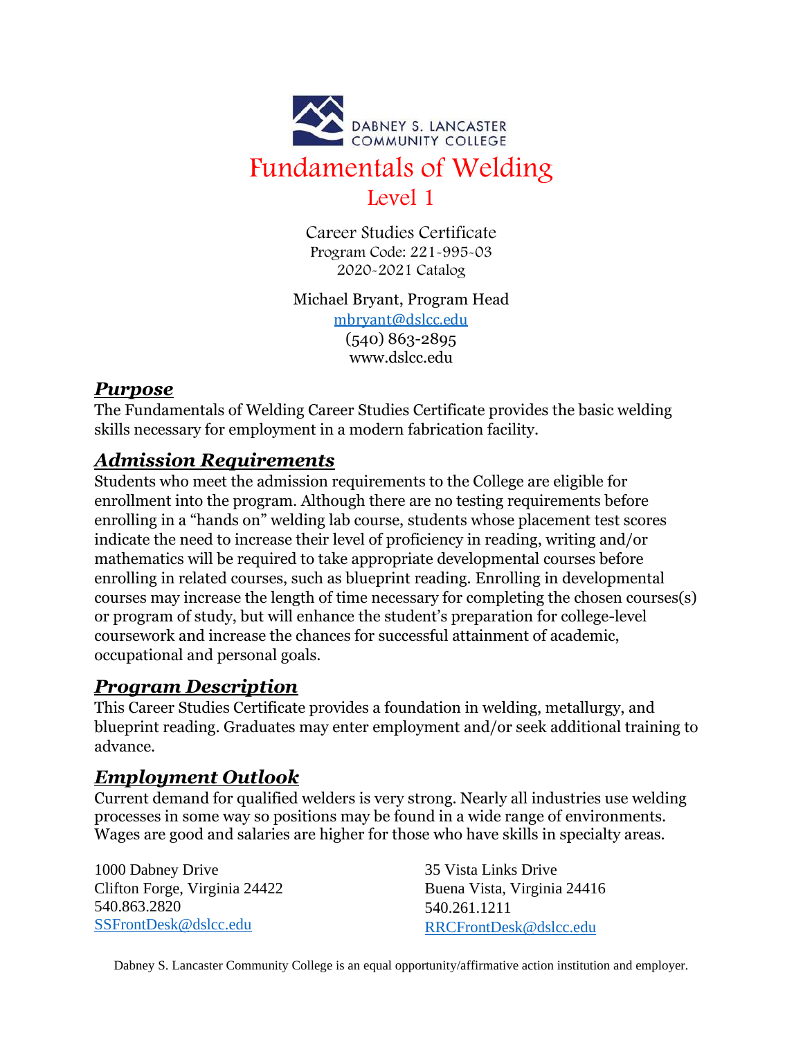DABNEY S. LANCASTER COMMUNITY COLLEGE

# Fundamentals of Welding

## Level 1

Career Studies Certificate
Program Code: 221-995-03
2020-2021 Catalog

Michael Bryant, Program Head
mbryant@dslcc.edu
(540) 863-2895
www.dslcc.edu

## *Purpose*

The Fundamentals of Welding Career Studies Certificate provides the basic welding skills necessary for employment in a modern fabrication facility.

## *Admission Requirements*

Students who meet the admission requirements to the College are eligible for enrollment into the program. Although there are no testing requirements before enrolling in a "hands on" welding lab course, students whose placement test scores indicate the need to increase their level of proficiency in reading, writing and/or mathematics will be required to take appropriate developmental courses before enrolling in related courses, such as blueprint reading. Enrolling in developmental courses may increase the length of time necessary for completing the chosen courses(s) or program of study, but will enhance the student's preparation for college-level coursework and increase the chances for successful attainment of academic, occupational and personal goals.

## *Program Description*

This Career Studies Certificate provides a foundation in welding, metallurgy, and blueprint reading. Graduates may enter employment and/or seek additional training to advance.

## *Employment Outlook*

Current demand for qualified welders is very strong. Nearly all industries use welding processes in some way so positions may be found in a wide range of environments. Wages are good and salaries are higher for those who have skills in specialty areas.

1000 Dabney Drive
Clifton Forge, Virginia 24422
540.863.2820
SSFrontDesk@dslcc.edu

35 Vista Links Drive
Buena Vista, Virginia 24416
540.261.1211
RRCFrontDesk@dslcc.edu

Dabney S. Lancaster Community College is an equal opportunity/affirmative action institution and employer.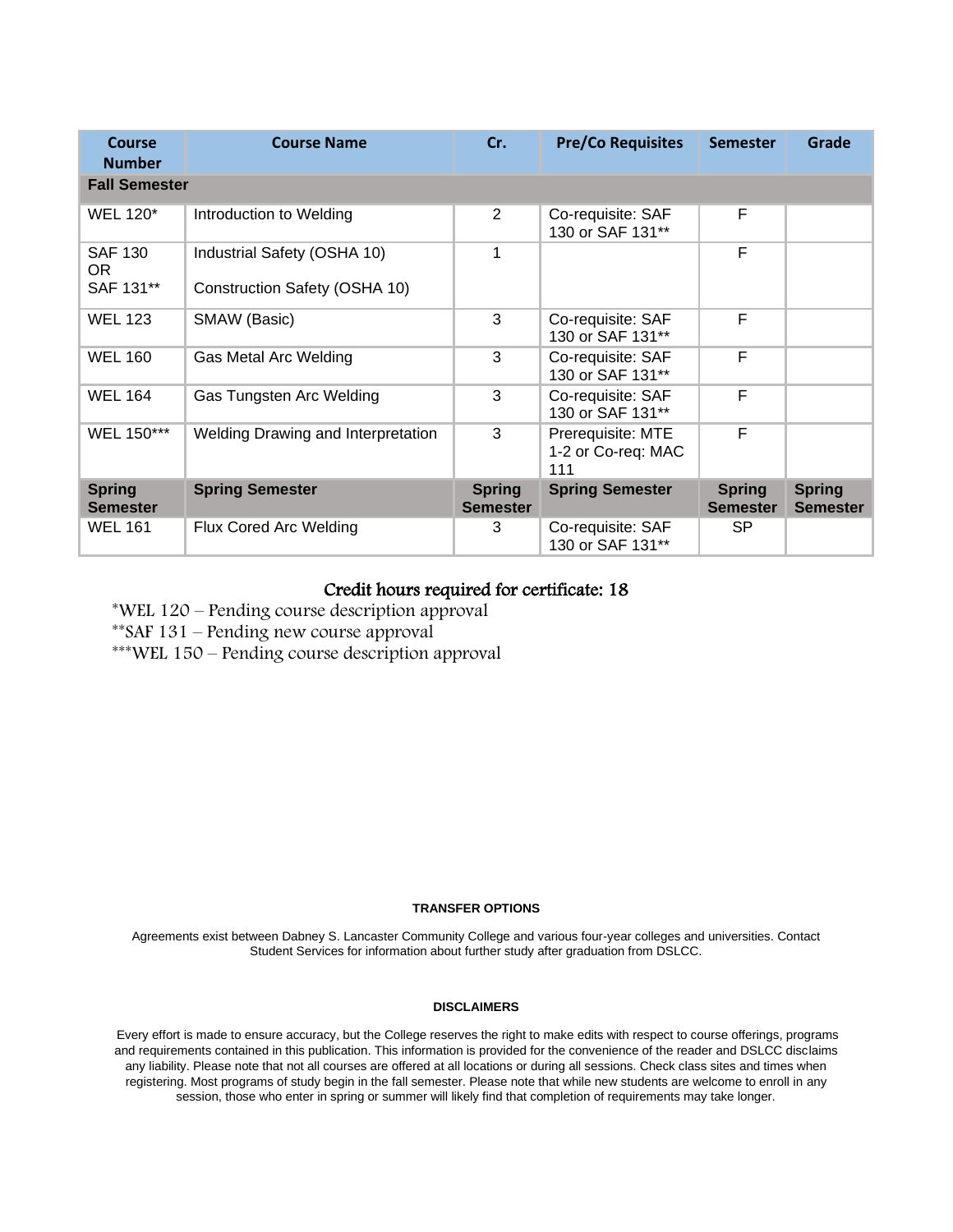| Course Number | Course Name | Cr. | Pre/Co Requisites | Semester | Grade |
|---|---|---|---|---|---|
| **Fall Semester** | | | | | |
| WEL 120* | Introduction to Welding | 2 | Co-requisite: SAF 130 or SAF 131** | F | |
| SAF 130 OR SAF 131** | Industrial Safety (OSHA 10) Construction Safety (OSHA 10) | 1 | | F | |
| WEL 123 | SMAW (Basic) | 3 | Co-requisite: SAF 130 or SAF 131** | F | |
| WEL 160 | Gas Metal Arc Welding | 3 | Co-requisite: SAF 130 or SAF 131** | F | |
| WEL 164 | Gas Tungsten Arc Welding | 3 | Co-requisite: SAF 130 or SAF 131** | F | |
| WEL 150*** | Welding Drawing and Interpretation | 3 | Prerequisite: MTE 1-2 or Co-req: MAC 111 | F | |
| **Spring Semester** | **Spring Semester** | **Spring Semester** | **Spring Semester** | **Spring Semester** | **Spring Semester** |
| WEL 161 | Flux Cored Arc Welding | 3 | Co-requisite: SAF 130 or SAF 131** | SP | |

Credit hours required for certificate: 18

*WEL 120 – Pending course description approval
**SAF 131 – Pending new course approval
***WEL 150 – Pending course description approval

**TRANSFER OPTIONS**

Agreements exist between Dabney S. Lancaster Community College and various four-year colleges and universities. Contact Student Services for information about further study after graduation from DSLCC.

**DISCLAIMERS**

Every effort is made to ensure accuracy, but the College reserves the right to make edits with respect to course offerings, programs and requirements contained in this publication. This information is provided for the convenience of the reader and DSLCC disclaims any liability. Please note that not all courses are offered at all locations or during all sessions. Check class sites and times when registering. Most programs of study begin in the fall semester. Please note that while new students are welcome to enroll in any session, those who enter in spring or summer will likely find that completion of requirements may take longer.